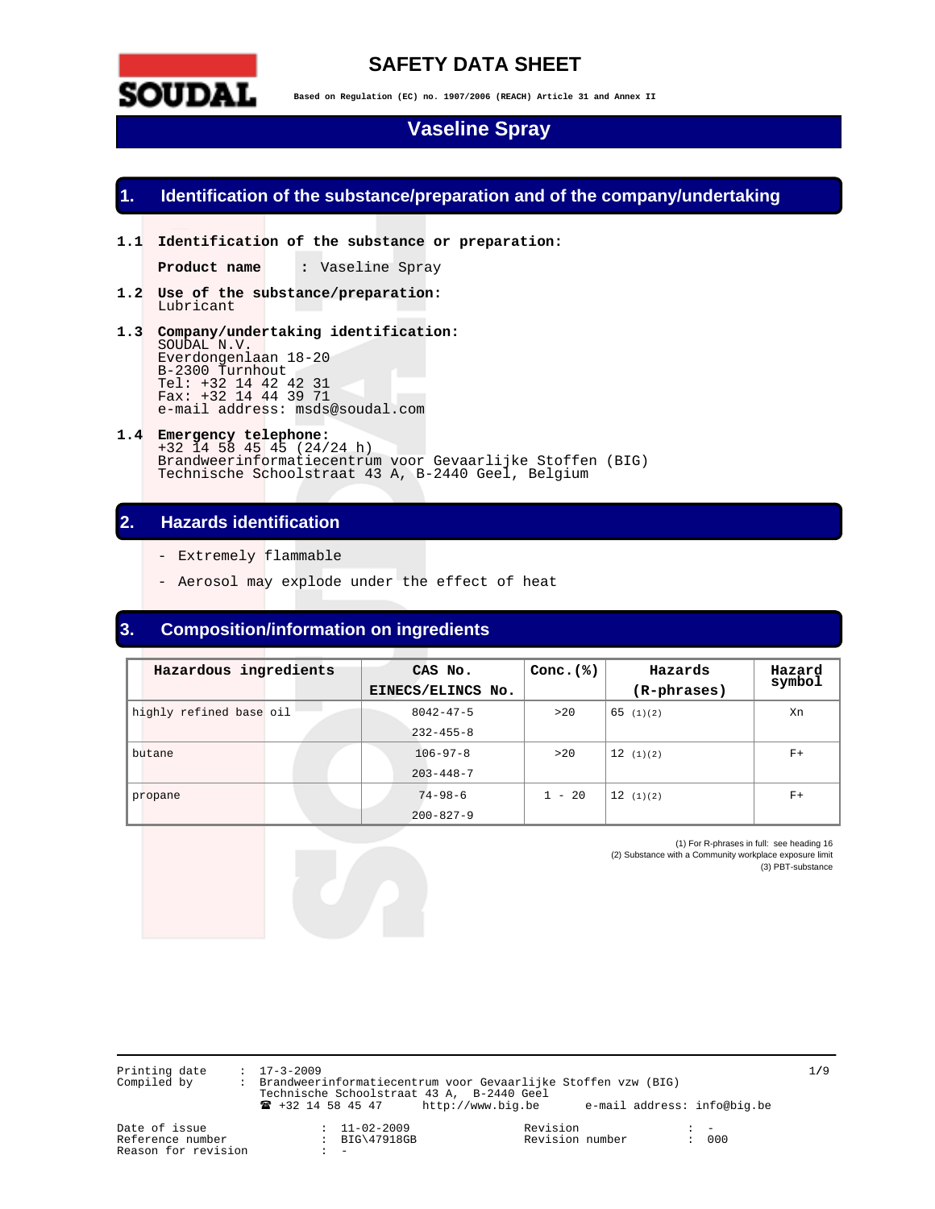# SAFETY DATA SHEET

**Based on Regulation (EC) no. 1907/2006 (REACH) Article 31 and Annex II**

# Vaseline Spray

## 1. Identification of the substance/preparation and of the company/undertaking

**1.1 Identification of the substance or preparation:**

**Product name** : Vaseline Spray

**1.2 Use of the substance/preparation:**
Lubricant

**1.3 Company/undertaking identification:**
SOUDAL N.V.
Everdongenlaan 18-20
B-2300 Turnhout
Tel: +32 14 42 42 31
Fax: +32 14 44 39 71
e-mail address: msds@soudal.com

**1.4 Emergency telephone:**
+32 14 58 45 45 (24/24 h)
Brandweerinformatiecentrum voor Gevaarlijke Stoffen (BIG)
Technische Schoolstraat 43 A, B-2440 Geel, Belgium

## 2. Hazards identification

- Extremely flammable
- Aerosol may explode under the effect of heat

## 3. Composition/information on ingredients

| Hazardous ingredients | CAS No. EINECS/ELINCS No. | Conc.(%) | Hazards (R-phrases) | Hazard symbol |
|---|---|---|---|---|
| highly refined base oil | 8042-47-5<br>232-455-8 | >20 | 65 (1)(2) | Xn |
| butane | 106-97-8<br>203-448-7 | >20 | 12 (1)(2) | F+ |
| propane | 74-98-6<br>200-827-9 | 1 - 20 | 12 (1)(2) | F+ |

(1) For R-phrases in full: see heading 16
(2) Substance with a Community workplace exposure limit
(3) PBT-substance

Printing date : 17-3-2009
Compiled by : Brandweerinformatiecentrum voor Gevaarlijke Stoffen vzw (BIG)
Technische Schoolstraat 43 A, B-2440 Geel
☎ +32 14 58 45 47 http://www.big.be e-mail address: info@big.be

Date of issue : 11-02-2009
Reference number : BIG\47918GB
Reason for revision : -
Revision : -
Revision number : 000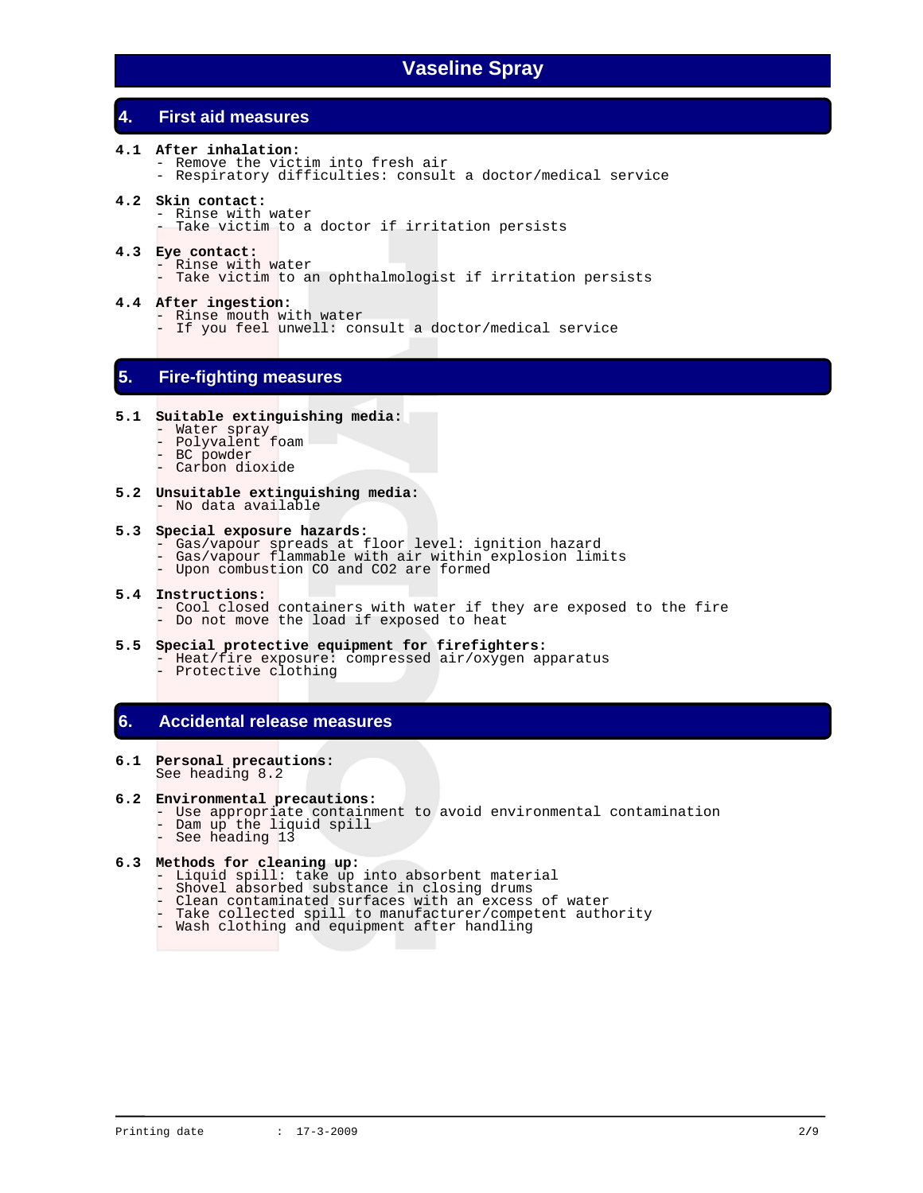# Vaseline Spray

## 4. First aid measures

**4.1 After inhalation:**
- Remove the victim into fresh air
- Respiratory difficulties: consult a doctor/medical service

**4.2 Skin contact:**
- Rinse with water
- Take victim to a doctor if irritation persists

**4.3 Eye contact:**
- Rinse with water
- Take victim to an ophthalmologist if irritation persists

**4.4 After ingestion:**
- Rinse mouth with water
- If you feel unwell: consult a doctor/medical service

## 5. Fire-fighting measures

**5.1 Suitable extinguishing media:**
- Water spray
- Polyvalent foam
- BC powder
- Carbon dioxide

**5.2 Unsuitable extinguishing media:**
- No data available

**5.3 Special exposure hazards:**
- Gas/vapour spreads at floor level: ignition hazard
- Gas/vapour flammable with air within explosion limits
- Upon combustion CO and $CO_2$ are formed

**5.4 Instructions:**
- Cool closed containers with water if they are exposed to the fire
- Do not move the load if exposed to heat

**5.5 Special protective equipment for firefighters:**
- Heat/fire exposure: compressed air/oxygen apparatus
- Protective clothing

## 6. Accidental release measures

**6.1 Personal precautions:**
See heading 8.2

**6.2 Environmental precautions:**
- Use appropriate containment to avoid environmental contamination
- Dam up the liquid spill
- See heading 13

**6.3 Methods for cleaning up:**
- Liquid spill: take up into absorbent material
- Shovel absorbed substance in closing drums
- Clean contaminated surfaces with an excess of water
- Take collected spill to manufacturer/competent authority
- Wash clothing and equipment after handling

Printing date : 17-3-2009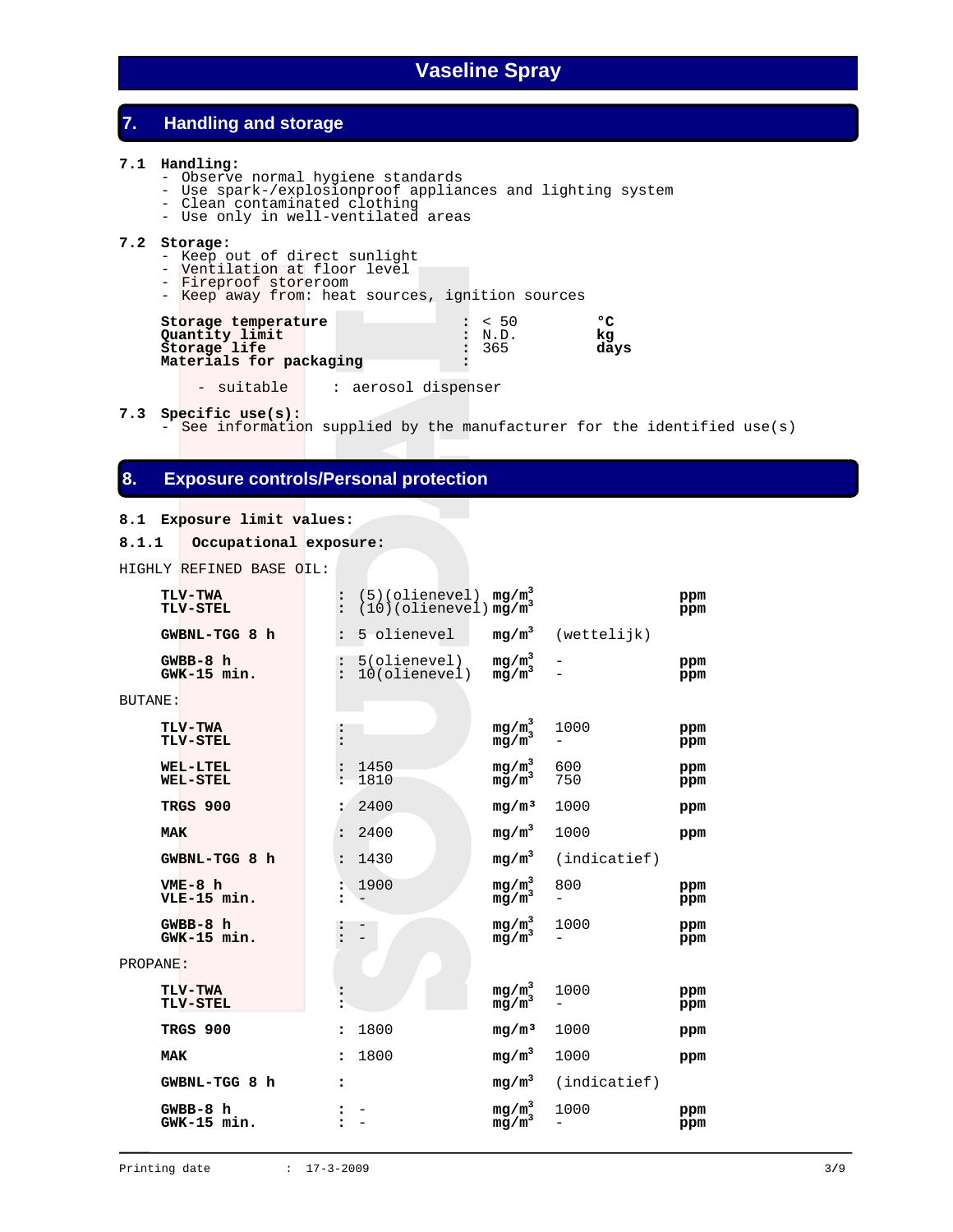# Vaseline Spray

## 7. Handling and storage

**7.1 Handling:**
- Observe normal hygiene standards
- Use spark-/explosionproof appliances and lighting system
- Clean contaminated clothing
- Use only in well-ventilated areas

**7.2 Storage:**
- Keep out of direct sunlight
- Ventilation at floor level
- Fireproof storeroom
- Keep away from: heat sources, ignition sources

| | | | |
|---|---|---|---|
| **Storage temperature** | : | < 50 | **°C** |
| **Quantity limit** | : | N.D. | **kg** |
| **Storage life** | : | 365 | **days** |
| **Materials for packaging** | : | | |

- suitable : aerosol dispenser

**7.3 Specific use(s):**
- See information supplied by the manufacturer for the identified use(s)

## 8. Exposure controls/Personal protection

**8.1 Exposure limit values:**

**8.1.1 Occupational exposure:**

HIGHLY REFINED BASE OIL:

| | | | | |
|---|---|---|---|---|
| **TLV-TWA** | : (5)(olienevel) | **$mg/m^3$** | | **ppm** |
| **TLV-STEL** | : (10)(olienevel) | **$mg/m^3$** | | **ppm** |
| **GWBNL-TGG 8 h** | : 5 olienevel | **$mg/m^3$** | (wettelijk) | |
| **GWBB-8 h** | : 5(olienevel) | **$mg/m^3$** | - | **ppm** |
| **GWK-15 min.** | : 10(olienevel) | **$mg/m^3$** | - | **ppm** |

BUTANE:

| | | | | |
|---|---|---|---|---|
| **TLV-TWA** | : | **$mg/m^3$** | 1000 | **ppm** |
| **TLV-STEL** | : | **$mg/m^3$** | - | **ppm** |
| **WEL-LTEL** | : 1450 | **$mg/m^3$** | 600 | **ppm** |
| **WEL-STEL** | : 1810 | **$mg/m^3$** | 750 | **ppm** |
| **TRGS 900** | : 2400 | **$mg/m^3$** | 1000 | **ppm** |
| **MAK** | : 2400 | **$mg/m^3$** | 1000 | **ppm** |
| **GWBNL-TGG 8 h** | : 1430 | **$mg/m^3$** | (indicatief) | |
| **VME-8 h** | : 1900 | **$mg/m^3$** | 800 | **ppm** |
| **VLE-15 min.** | : - | **$mg/m^3$** | - | **ppm** |
| **GWBB-8 h** | : - | **$mg/m^3$** | 1000 | **ppm** |
| **GWK-15 min.** | : - | **$mg/m^3$** | - | **ppm** |

PROPANE:

| | | | | |
|---|---|---|---|---|
| **TLV-TWA** | : | **$mg/m^3$** | 1000 | **ppm** |
| **TLV-STEL** | : | **$mg/m^3$** | - | **ppm** |
| **TRGS 900** | : 1800 | **$mg/m^3$** | 1000 | **ppm** |
| **MAK** | : 1800 | **$mg/m^3$** | 1000 | **ppm** |
| **GWBNL-TGG 8 h** | : | **$mg/m^3$** | (indicatief) | |
| **GWBB-8 h** | : - | **$mg/m^3$** | 1000 | **ppm** |
| **GWK-15 min.** | : - | **$mg/m^3$** | - | **ppm** |

Printing date : 17-3-2009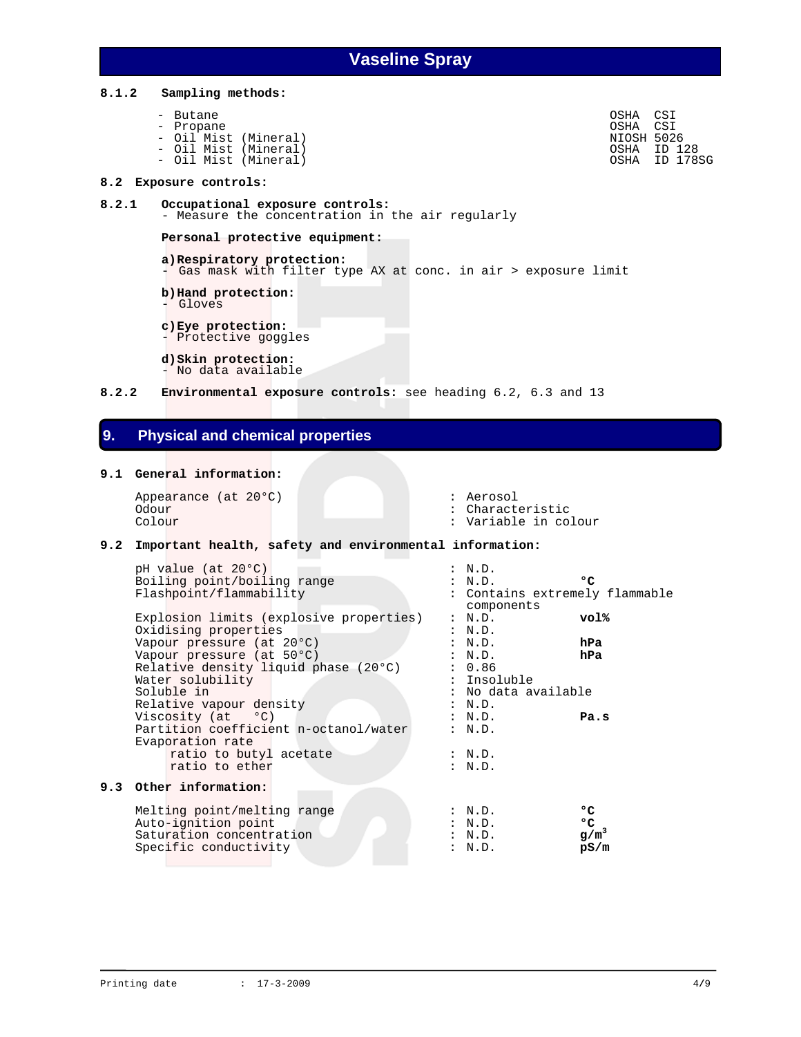#### 8.1.2 Sampling methods:

| | |
|---|---|
| - Butane | OSHA CSI |
| - Propane | OSHA CSI |
| - Oil Mist (Mineral) | NIOSH 5026 |
| - Oil Mist (Mineral) | OSHA ID 128 |
| - Oil Mist (Mineral) | OSHA ID 178SG |

### 8.2 Exposure controls:

#### 8.2.1 Occupational exposure controls:

- Measure the concentration in the air regularly

**Personal protective equipment:**

**a) Respiratory protection:**
- Gas mask with filter type AX at conc. in air > exposure limit

**b) Hand protection:**
- Gloves

**c) Eye protection:**
- Protective goggles

**d) Skin protection:**
- No data available

#### 8.2.2 Environmental exposure controls:

see heading 6.2, 6.3 and 13

## 9. Physical and chemical properties

### 9.1 General information:

| | | |
|---|---|---|
| Appearance (at 20°C) | : Aerosol | |
| Odour | : Characteristic | |
| Colour | : Variable in colour | |

### 9.2 Important health, safety and environmental information:

| | | |
|---|---|---|
| pH value (at 20°C) | : N.D. | |
| Boiling point/boiling range | : N.D. | **°C** |
| Flashpoint/flammability | : Contains extremely flammable components | |
| Explosion limits (explosive properties) | : N.D. | **vol%** |
| Oxidising properties | : N.D. | |
| Vapour pressure (at 20°C) | : N.D. | **hPa** |
| Vapour pressure (at 50°C) | : N.D. | **hPa** |
| Relative density liquid phase (20°C) | : 0.86 | |
| Water solubility | : Insoluble | |
| Soluble in | : No data available | |
| Relative vapour density | : N.D. | |
| Viscosity (at °C) | : N.D. | **Pa.s** |
| Partition coefficient n-octanol/water | : N.D. | |
| Evaporation rate | | |
| ratio to butyl acetate | : N.D. | |
| ratio to ether | : N.D. | |

### 9.3 Other information:

| | | |
|---|---|---|
| Melting point/melting range | : N.D. | **°C** |
| Auto-ignition point | : N.D. | **°C** |
| Saturation concentration | : N.D. | **$g/m^3$** |
| Specific conductivity | : N.D. | **pS/m** |

Printing date : 17-3-2009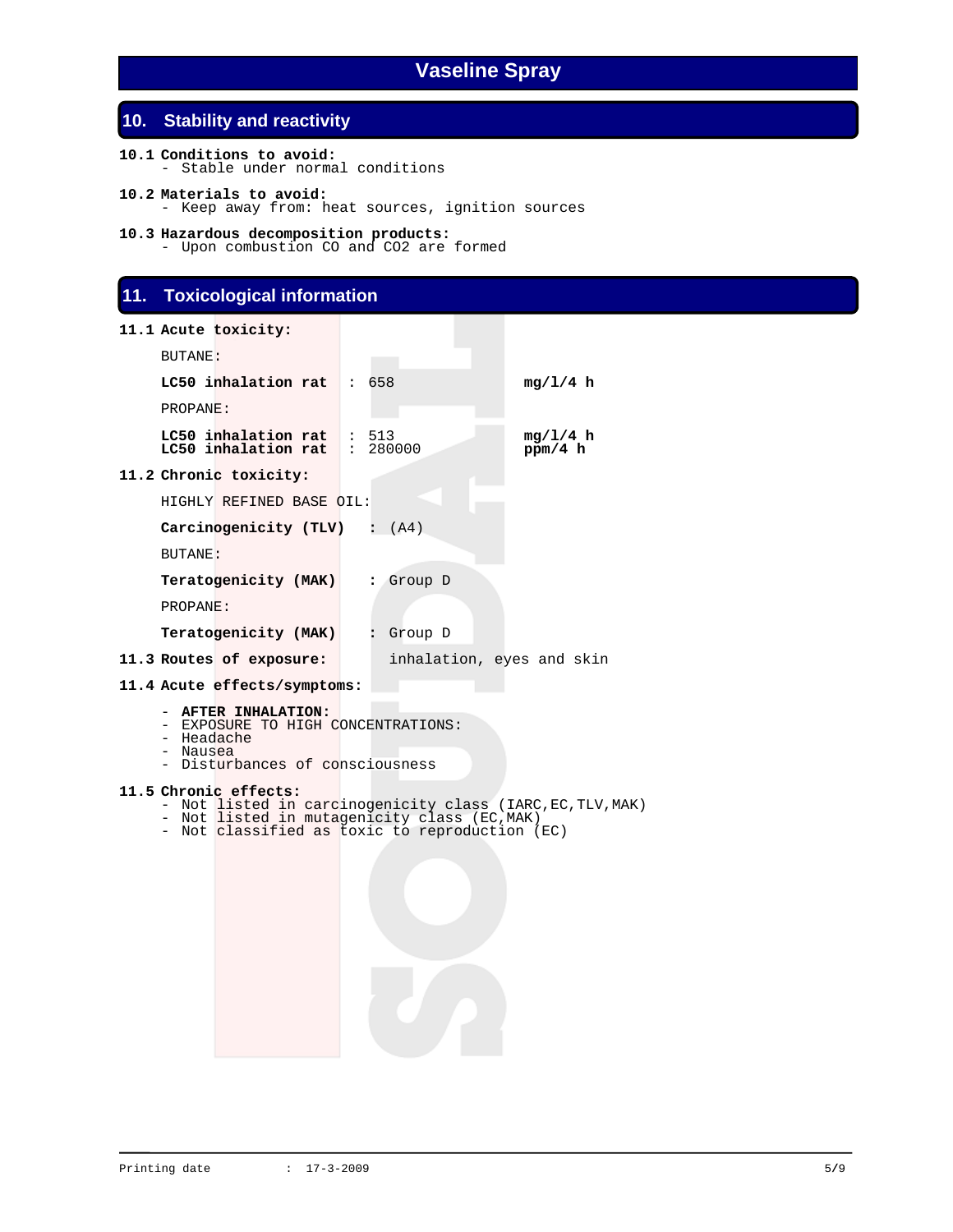## 10. Stability and reactivity

**10.1 Conditions to avoid:**
- Stable under normal conditions

**10.2 Materials to avoid:**
- Keep away from: heat sources, ignition sources

**10.3 Hazardous decomposition products:**
- Upon combustion CO and $CO_2$ are formed

## 11. Toxicological information

**11.1 Acute toxicity:**

BUTANE:

| | | | |
|---|---|---|---|
| **LC50 inhalation rat** | : | 658 | **mg/l/4 h** |

PROPANE:

| | | | |
|---|---|---|---|
| **LC50 inhalation rat** | : | 513 | **mg/l/4 h** |
| **LC50 inhalation rat** | : | 280000 | **ppm/4 h** |

**11.2 Chronic toxicity:**

HIGHLY REFINED BASE OIL:

**Carcinogenicity (TLV)** **:** (A4)

BUTANE:

**Teratogenicity (MAK)** **:** Group D

PROPANE:

**Teratogenicity (MAK)** **:** Group D

**11.3 Routes of exposure:** inhalation, eyes and skin

**11.4 Acute effects/symptoms:**

- **AFTER INHALATION:**
- EXPOSURE TO HIGH CONCENTRATIONS:
- Headache
- Nausea
- Disturbances of consciousness

**11.5 Chronic effects:**
- Not listed in carcinogenicity class (IARC,EC,TLV,MAK)
- Not listed in mutagenicity class (EC,MAK)
- Not classified as toxic to reproduction (EC)

Printing date : 17-3-2009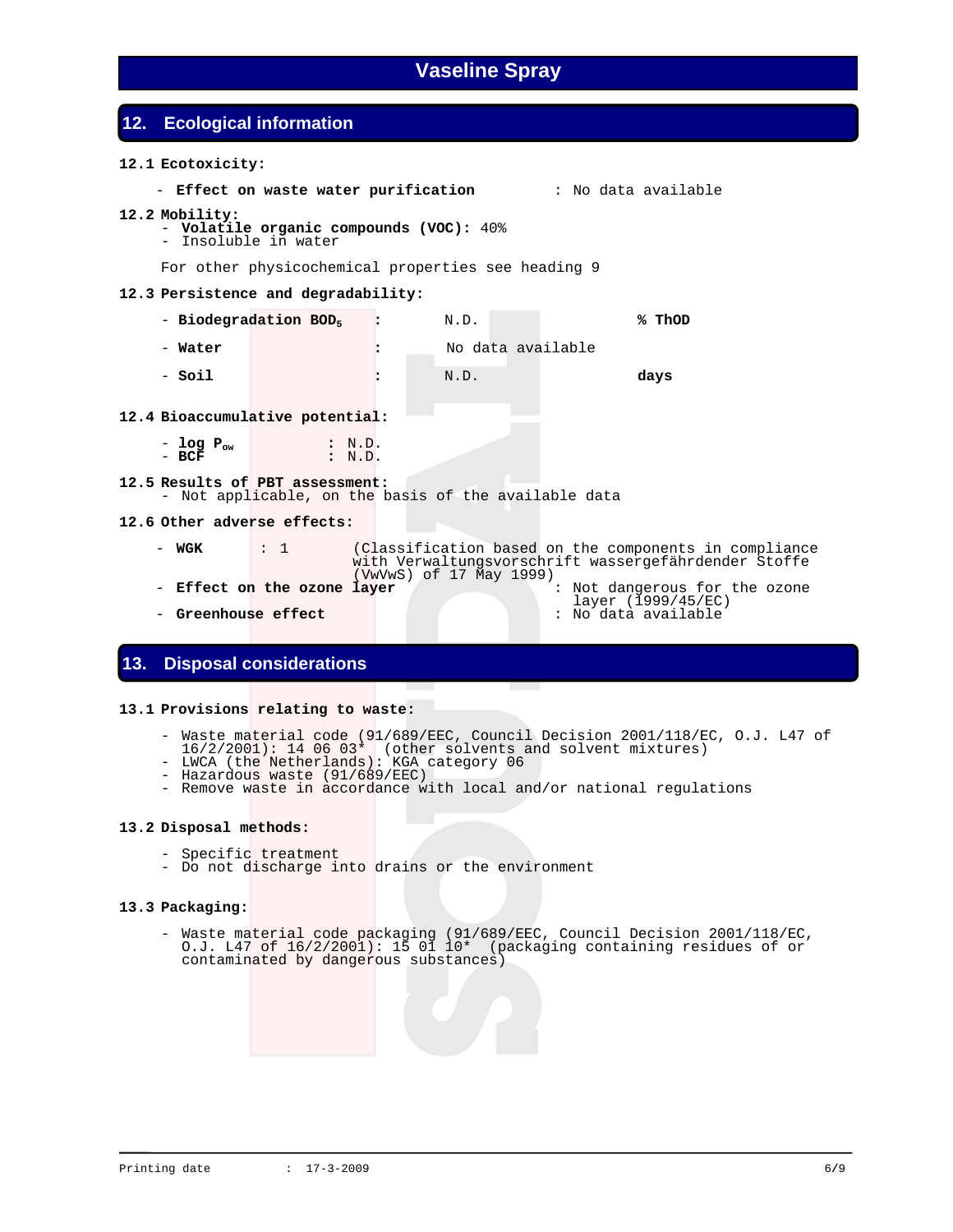# Vaseline Spray

## 12. Ecological information

**12.1 Ecotoxicity:**

- **Effect on waste water purification** : No data available

**12.2 Mobility:**

- **Volatile organic compounds (VOC):** 40%
- Insoluble in water

For other physicochemical properties see heading 9

**12.3 Persistence and degradability:**

| | | | |
|---|---|---|---|
| - **Biodegradation $BOD_5$** | : | N.D. | **% ThOD** |
| - **Water** | : | No data available | |
| - **Soil** | : | N.D. | **days** |

**12.4 Bioaccumulative potential:**

- **log $P_{ow}$** : N.D.
- **BCF** : N.D.

**12.5 Results of PBT assessment:**

- Not applicable, on the basis of the available data

**12.6 Other adverse effects:**

- **WGK** : 1 (Classification based on the components in compliance with Verwaltungsvorschrift wassergefährdender Stoffe (VwVwS) of 17 May 1999)
- **Effect on the ozone layer** : Not dangerous for the ozone layer (1999/45/EC)
- **Greenhouse effect** : No data available

## 13. Disposal considerations

**13.1 Provisions relating to waste:**

- Waste material code (91/689/EEC, Council Decision 2001/118/EC, O.J. L47 of 16/2/2001): 14 06 03* (other solvents and solvent mixtures)
- LWCA (the Netherlands): KGA category 06
- Hazardous waste (91/689/EEC)
- Remove waste in accordance with local and/or national regulations

**13.2 Disposal methods:**

- Specific treatment
- Do not discharge into drains or the environment

**13.3 Packaging:**

- Waste material code packaging (91/689/EEC, Council Decision 2001/118/EC, O.J. L47 of 16/2/2001): 15 01 10* (packaging containing residues of or contaminated by dangerous substances)

Printing date : 17-3-2009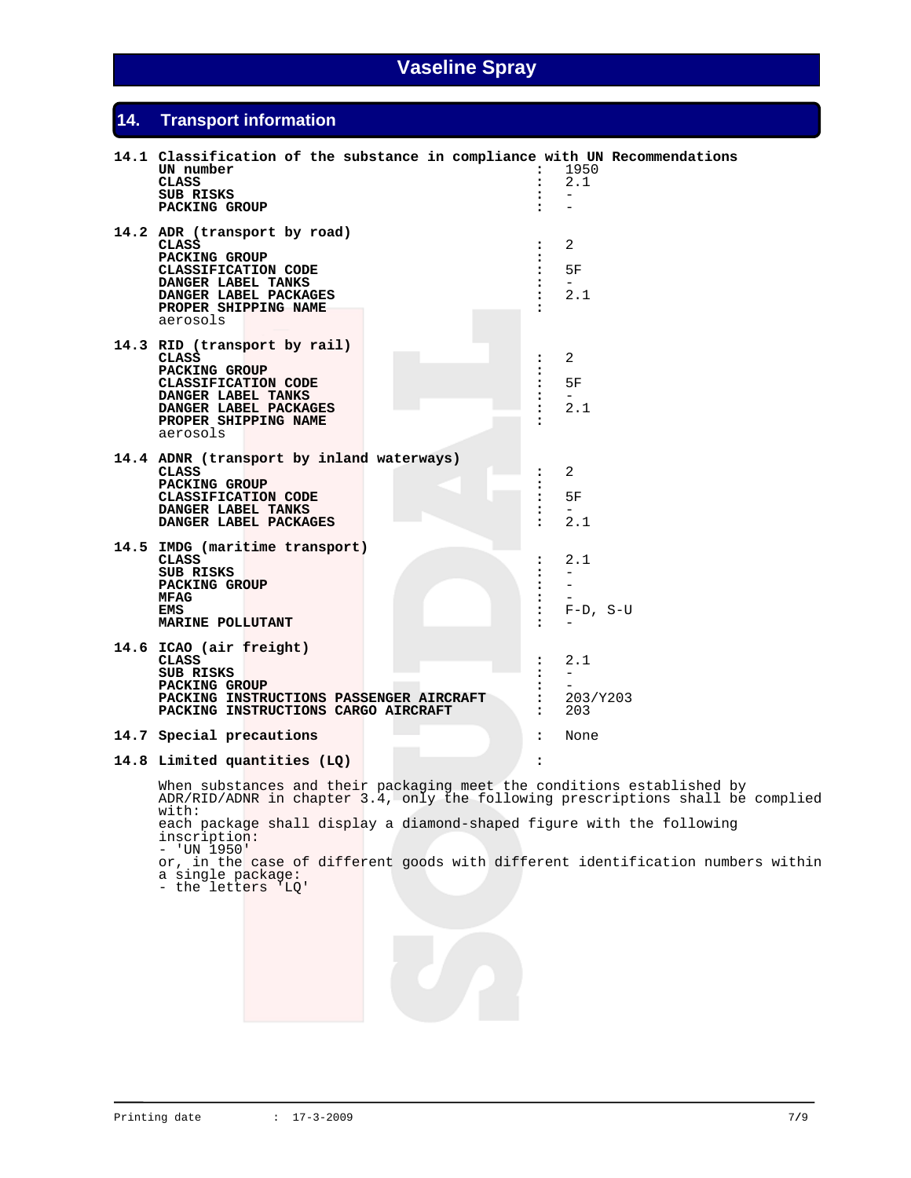# Vaseline Spray

## 14. Transport information

**14.1 Classification of the substance in compliance with UN Recommendations**

| | | |
|---|---|---|
| **UN number** | : | 1950 |
| **CLASS** | : | 2.1 |
| **SUB RISKS** | : | - |
| **PACKING GROUP** | : | - |

**14.2 ADR (transport by road)**

| | | |
|---|---|---|
| **CLASS** | : | 2 |
| **PACKING GROUP** | : | |
| **CLASSIFICATION CODE** | : | 5F |
| **DANGER LABEL TANKS** | : | - |
| **DANGER LABEL PACKAGES** | : | 2.1 |
| **PROPER SHIPPING NAME** | : | |

aerosols

**14.3 RID (transport by rail)**

| | | |
|---|---|---|
| **CLASS** | : | 2 |
| **PACKING GROUP** | : | |
| **CLASSIFICATION CODE** | : | 5F |
| **DANGER LABEL TANKS** | : | - |
| **DANGER LABEL PACKAGES** | : | 2.1 |
| **PROPER SHIPPING NAME** | : | |

aerosols

**14.4 ADNR (transport by inland waterways)**

| | | |
|---|---|---|
| **CLASS** | : | 2 |
| **PACKING GROUP** | : | |
| **CLASSIFICATION CODE** | : | 5F |
| **DANGER LABEL TANKS** | : | - |
| **DANGER LABEL PACKAGES** | : | 2.1 |

**14.5 IMDG (maritime transport)**

| | | |
|---|---|---|
| **CLASS** | : | 2.1 |
| **SUB RISKS** | : | - |
| **PACKING GROUP** | : | - |
| **MFAG** | : | - |
| **EMS** | : | F-D, S-U |
| **MARINE POLLUTANT** | : | - |

**14.6 ICAO (air freight)**

| | | |
|---|---|---|
| **CLASS** | : | 2.1 |
| **SUB RISKS** | : | - |
| **PACKING GROUP** | : | - |
| **PACKING INSTRUCTIONS PASSENGER AIRCRAFT** | : | 203/Y203 |
| **PACKING INSTRUCTIONS CARGO AIRCRAFT** | : | 203 |

**14.7 Special precautions** : None

**14.8 Limited quantities (LQ)** :

When substances and their packaging meet the conditions established by ADR/RID/ADNR in chapter 3.4, only the following prescriptions shall be complied with:
each package shall display a diamond-shaped figure with the following inscription:
- 'UN 1950'

or, in the case of different goods with different identification numbers within a single package:
- the letters 'LQ'

Printing date : 17-3-2009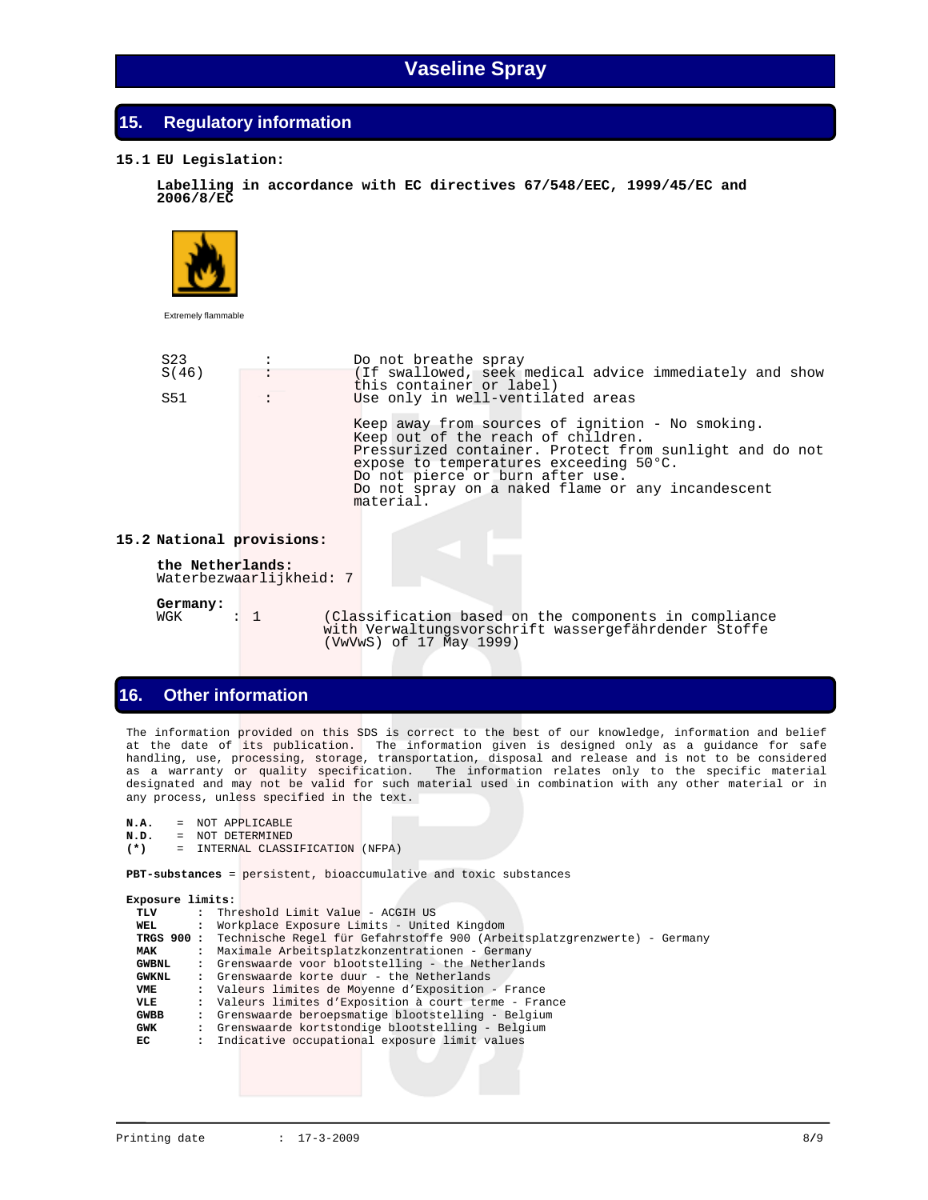## 15. Regulatory information

### 15.1 EU Legislation:

**Labelling in accordance with EC directives 67/548/EEC, 1999/45/EC and 2006/8/EC**

Extremely flammable

| | | |
|---|---|---|
| S23 | : | Do not breathe spray |
| S(46) | : | (If swallowed, seek medical advice immediately and show this container or label) |
| S51 | : | Use only in well-ventilated areas |

Keep away from sources of ignition - No smoking.
Keep out of the reach of children.
Pressurized container. Protect from sunlight and do not expose to temperatures exceeding 50°C.
Do not pierce or burn after use.
Do not spray on a naked flame or any incandescent material.

### 15.2 National provisions:

**the Netherlands:**
Waterbezwaarlijkheid: 7

**Germany:**
WGK : 1 (Classification based on the components in compliance with Verwaltungsvorschrift wassergefährdender Stoffe (VwVwS) of 17 May 1999)

## 16. Other information

The information provided on this SDS is correct to the best of our knowledge, information and belief at the date of its publication. The information given is designed only as a guidance for safe handling, use, processing, storage, transportation, disposal and release and is not to be considered as a warranty or quality specification. The information relates only to the specific material designated and may not be valid for such material used in combination with any other material or in any process, unless specified in the text.

**N.A.** = NOT APPLICABLE
**N.D.** = NOT DETERMINED
**(*)** = INTERNAL CLASSIFICATION (NFPA)

**PBT-substances** = persistent, bioaccumulative and toxic substances

**Exposure limits:**

| | | |
|---|---|---|
| **TLV** | : | Threshold Limit Value - ACGIH US |
| **WEL** | : | Workplace Exposure Limits - United Kingdom |
| **TRGS 900** | : | Technische Regel für Gefahrstoffe 900 (Arbeitsplatzgrenzwerte) - Germany |
| **MAK** | : | Maximale Arbeitsplatzkonzentrationen - Germany |
| **GWBNL** | : | Grenswaarde voor blootstelling - the Netherlands |
| **GWKNL** | : | Grenswaarde korte duur - the Netherlands |
| **VME** | : | Valeurs limites de Moyenne d'Exposition - France |
| **VLE** | : | Valeurs limites d'Exposition à court terme - France |
| **GWBB** | : | Grenswaarde beroepsmatige blootstelling - Belgium |
| **GWK** | : | Grenswaarde kortstondige blootstelling - Belgium |
| **EC** | : | Indicative occupational exposure limit values |

Printing date : 17-3-2009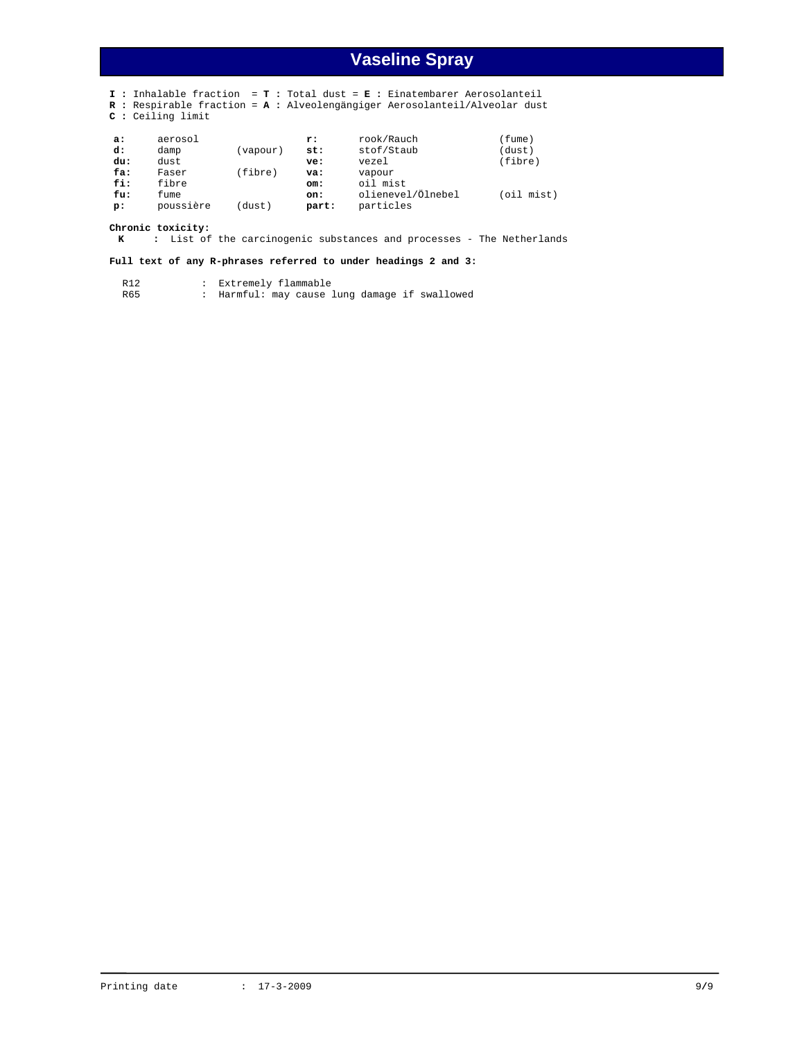# Vaseline Spray

**I :** Inhalable fraction = **T :** Total dust = **E :** Einatembarer Aerosolanteil
**R :** Respirable fraction = **A :** Alveolengängiger Aerosolanteil/Alveolar dust
**C :** Ceiling limit

| | | | | | |
|---|---|---|---|---|---|
| **a:** | aerosol | | **r:** | rook/Rauch | (fume) |
| **d:** | damp | (vapour) | **st:** | stof/Staub | (dust) |
| **du:** | dust | | **ve:** | vezel | (fibre) |
| **fa:** | Faser | (fibre) | **va:** | vapour | |
| **fi:** | fibre | | **om:** | oil mist | |
| **fu:** | fume | | **on:** | olienevel/Ölnebel | (oil mist) |
| **p:** | poussière | (dust) | **part:** | particles | |

**Chronic toxicity:**
**K** **:** List of the carcinogenic substances and processes - The Netherlands

**Full text of any R-phrases referred to under headings 2 and 3:**

R12 : Extremely flammable
R65 : Harmful: may cause lung damage if swallowed

Printing date : 17-3-2009